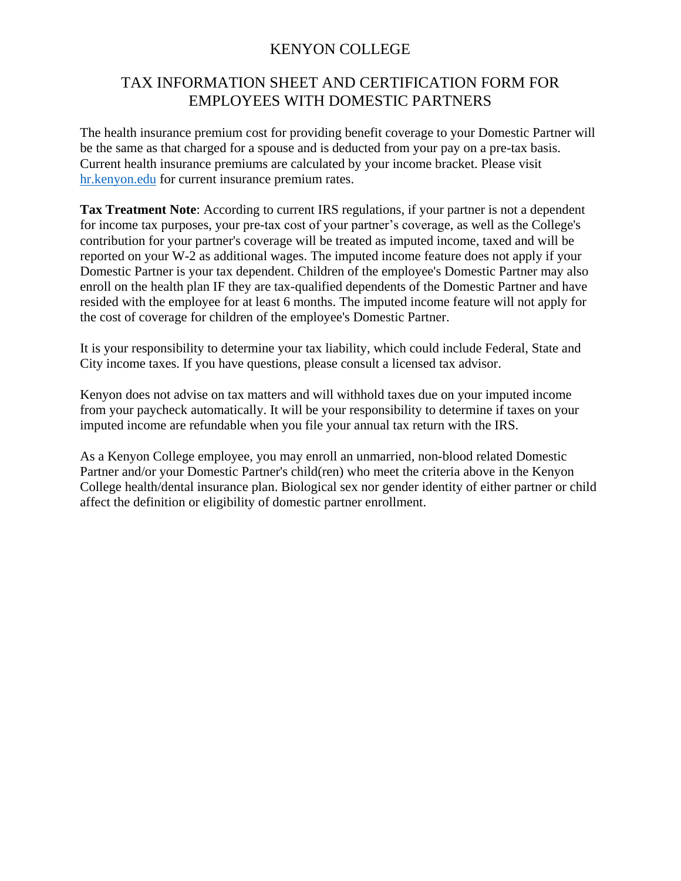# KENYON COLLEGE

## TAX INFORMATION SHEET AND CERTIFICATION FORM FOR EMPLOYEES WITH DOMESTIC PARTNERS

The health insurance premium cost for providing benefit coverage to your Domestic Partner will be the same as that charged for a spouse and is deducted from your pay on a pre-tax basis. Current health insurance premiums are calculated by your income bracket. Please visit [hr.kenyon.edu](hr.kenyon.edu) for current insurance premium rates.

**Tax Treatment Note**: According to current IRS regulations, if your partner is not a dependent for income tax purposes, your pre-tax cost of your partner's coverage, as well as the College's contribution for your partner's coverage will be treated as imputed income, taxed and will be reported on your W-2 as additional wages. The imputed income feature does not apply if your Domestic Partner is your tax dependent. Children of the employee's Domestic Partner may also enroll on the health plan IF they are tax-qualified dependents of the Domestic Partner and have resided with the employee for at least 6 months. The imputed income feature will not apply for the cost of coverage for children of the employee's Domestic Partner.

It is your responsibility to determine your tax liability, which could include Federal, State and City income taxes. If you have questions, please consult a licensed tax advisor.

Kenyon does not advise on tax matters and will withhold taxes due on your imputed income from your paycheck automatically. It will be your responsibility to determine if taxes on your imputed income are refundable when you file your annual tax return with the IRS.

As a Kenyon College employee, you may enroll an unmarried, non-blood related Domestic Partner and/or your Domestic Partner's child(ren) who meet the criteria above in the Kenyon College health/dental insurance plan. Biological sex nor gender identity of either partner or child affect the definition or eligibility of domestic partner enrollment.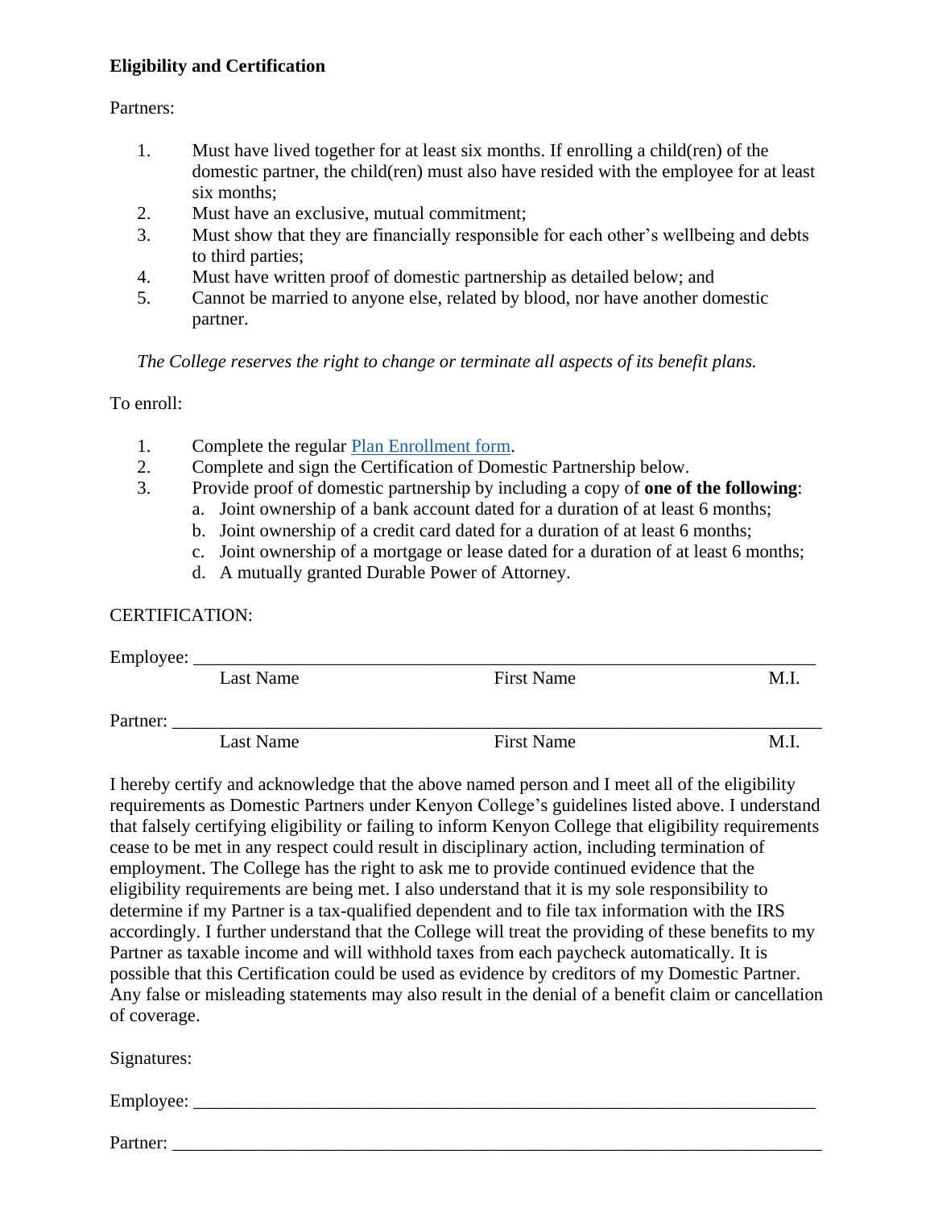**Eligibility and Certification**

Partners:

1. Must have lived together for at least six months. If enrolling a child(ren) of the domestic partner, the child(ren) must also have resided with the employee for at least six months;
2. Must have an exclusive, mutual commitment;
3. Must show that they are financially responsible for each other's wellbeing and debts to third parties;
4. Must have written proof of domestic partnership as detailed below; and
5. Cannot be married to anyone else, related by blood, nor have another domestic partner.

*The College reserves the right to change or terminate all aspects of its benefit plans.*

To enroll:

1. Complete the regular Plan Enrollment form.
2. Complete and sign the Certification of Domestic Partnership below.
3. Provide proof of domestic partnership by including a copy of **one of the following**:
   a. Joint ownership of a bank account dated for a duration of at least 6 months;
   b. Joint ownership of a credit card dated for a duration of at least 6 months;
   c. Joint ownership of a mortgage or lease dated for a duration of at least 6 months;
   d. A mutually granted Durable Power of Attorney.

CERTIFICATION:

Employee: ______________________________________________________________

Last Name First Name M.I.

Partner: _______________________________________________________________

Last Name First Name M.I.

I hereby certify and acknowledge that the above named person and I meet all of the eligibility requirements as Domestic Partners under Kenyon College's guidelines listed above. I understand that falsely certifying eligibility or failing to inform Kenyon College that eligibility requirements cease to be met in any respect could result in disciplinary action, including termination of employment. The College has the right to ask me to provide continued evidence that the eligibility requirements are being met. I also understand that it is my sole responsibility to determine if my Partner is a tax-qualified dependent and to file tax information with the IRS accordingly. I further understand that the College will treat the providing of these benefits to my Partner as taxable income and will withhold taxes from each paycheck automatically. It is possible that this Certification could be used as evidence by creditors of my Domestic Partner. Any false or misleading statements may also result in the denial of a benefit claim or cancellation of coverage.

Signatures:

Employee: ______________________________________________________________

Partner: _______________________________________________________________